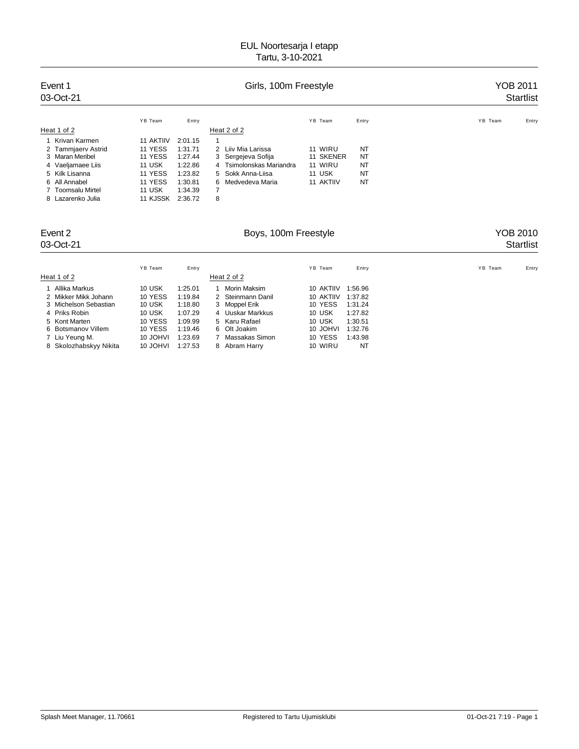# EUL Noortesarja I etapp

Tartu, 3-10-2021

## Event 1 — Girls, 100m Freestyle — YOB 2011

03-Oct-21 — Startlist

**Heat 1 of 2**

| Lane | Name | YB | Team | Entry |
|---|---|---|---|---|
| 1 | Krivan Karmen | 11 | AKTIIV | 2:01.15 |
| 2 | Tammjaerv Astrid | 11 | YESS | 1:31.71 |
| 3 | Maran Meribel | 11 | YESS | 1:27.44 |
| 4 | Vaeljamaee Liis | 11 | USK | 1:22.86 |
| 5 | Kilk Lisanna | 11 | YESS | 1:23.82 |
| 6 | All Annabel | 11 | YESS | 1:30.81 |
| 7 | Toomsalu Mirtel | 11 | USK | 1:34.39 |
| 8 | Lazarenko Julia | 11 | KJSSK | 2:36.72 |

**Heat 2 of 2**

| Lane | Name | YB | Team | Entry |
|---|---|---|---|---|
| 1 | | | | |
| 2 | Liiv Mia Larissa | 11 | WIRU | NT |
| 3 | Sergejeva Sofija | 11 | SKENER | NT |
| 4 | Tsimolonskas Mariandra | 11 | WIRU | NT |
| 5 | Sokk Anna-Liisa | 11 | USK | NT |
| 6 | Medvedeva Maria | 11 | AKTIIV | NT |
| 7 | | | | |
| 8 | | | | |

## Event 2 — Boys, 100m Freestyle — YOB 2010

03-Oct-21 — Startlist

**Heat 1 of 2**

| Lane | Name | YB | Team | Entry |
|---|---|---|---|---|
| 1 | Allika Markus | 10 | USK | 1:25.01 |
| 2 | Mikker Mikk Johann | 10 | YESS | 1:19.84 |
| 3 | Michelson Sebastian | 10 | USK | 1:18.80 |
| 4 | Priks Robin | 10 | USK | 1:07.29 |
| 5 | Kont Marten | 10 | YESS | 1:09.99 |
| 6 | Botsmanov Villem | 10 | YESS | 1:19.46 |
| 7 | Liu Yeung M. | 10 | JOHVI | 1:23.69 |
| 8 | Skolozhabskyy Nikita | 10 | JOHVI | 1:27.53 |

**Heat 2 of 2**

| Lane | Name | YB | Team | Entry |
|---|---|---|---|---|
| 1 | Morin Maksim | 10 | AKTIIV | 1:56.96 |
| 2 | Steinmann Danil | 10 | AKTIIV | 1:37.82 |
| 3 | Moppel Erik | 10 | YESS | 1:31.24 |
| 4 | Uuskar Markkus | 10 | USK | 1:27.82 |
| 5 | Karu Rafael | 10 | USK | 1:30.51 |
| 6 | Olt Joakim | 10 | JOHVI | 1:32.76 |
| 7 | Massakas Simon | 10 | YESS | 1:43.98 |
| 8 | Abram Harry | 10 | WIRU | NT |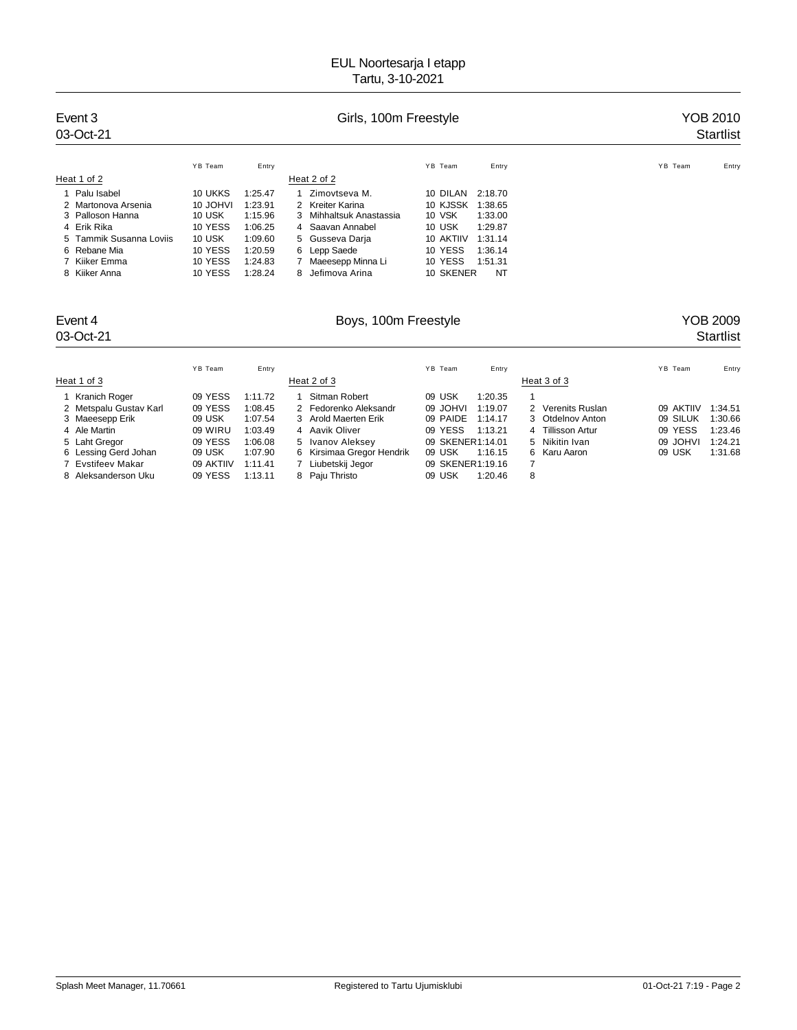# EUL Noortesarja I etapp
Tartu, 3-10-2021

## Event 3 — Girls, 100m Freestyle — YOB 2010

03-Oct-21 — Startlist

### Heat 1 of 2

| | Name | YB | Team | Entry |
|---|---|---|---|---|
| 1 | Palu Isabel | 10 | UKKS | 1:25.47 |
| 2 | Martonova Arsenia | 10 | JOHVI | 1:23.91 |
| 3 | Palloson Hanna | 10 | USK | 1:15.96 |
| 4 | Erik Rika | 10 | YESS | 1:06.25 |
| 5 | Tammik Susanna Loviis | 10 | USK | 1:09.60 |
| 6 | Rebane Mia | 10 | YESS | 1:20.59 |
| 7 | Kiiker Emma | 10 | YESS | 1:24.83 |
| 8 | Kiiker Anna | 10 | YESS | 1:28.24 |

### Heat 2 of 2

| | Name | YB | Team | Entry |
|---|---|---|---|---|
| 1 | Zimovtseva M. | 10 | DILAN | 2:18.70 |
| 2 | Kreiter Karina | 10 | KJSSK | 1:38.65 |
| 3 | Mihhaltsuk Anastassia | 10 | VSK | 1:33.00 |
| 4 | Saavan Annabel | 10 | USK | 1:29.87 |
| 5 | Gusseva Darja | 10 | AKTIIV | 1:31.14 |
| 6 | Lepp Saede | 10 | YESS | 1:36.14 |
| 7 | Maeesepp Minna Li | 10 | YESS | 1:51.31 |
| 8 | Jefimova Arina | 10 | SKENER | NT |

## Event 4 — Boys, 100m Freestyle — YOB 2009

03-Oct-21 — Startlist

### Heat 1 of 3

| | Name | YB | Team | Entry |
|---|---|---|---|---|
| 1 | Kranich Roger | 09 | YESS | 1:11.72 |
| 2 | Metspalu Gustav Karl | 09 | YESS | 1:08.45 |
| 3 | Maeesepp Erik | 09 | USK | 1:07.54 |
| 4 | Ale Martin | 09 | WIRU | 1:03.49 |
| 5 | Laht Gregor | 09 | YESS | 1:06.08 |
| 6 | Lessing Gerd Johan | 09 | USK | 1:07.90 |
| 7 | Evstifeev Makar | 09 | AKTIIV | 1:11.41 |
| 8 | Aleksanderson Uku | 09 | YESS | 1:13.11 |

### Heat 2 of 3

| | Name | YB | Team | Entry |
|---|---|---|---|---|
| 1 | Sitman Robert | 09 | USK | 1:20.35 |
| 2 | Fedorenko Aleksandr | 09 | JOHVI | 1:19.07 |
| 3 | Arold Maerten Erik | 09 | PAIDE | 1:14.17 |
| 4 | Aavik Oliver | 09 | YESS | 1:13.21 |
| 5 | Ivanov Aleksey | 09 | SKENER | 1:14.01 |
| 6 | Kirsimaa Gregor Hendrik | 09 | USK | 1:16.15 |
| 7 | Liubetskij Jegor | 09 | SKENER | 1:19.16 |
| 8 | Paju Thristo | 09 | USK | 1:20.46 |

### Heat 3 of 3

| | Name | YB | Team | Entry |
|---|---|---|---|---|
| 1 | | | | |
| 2 | Verenits Ruslan | 09 | AKTIIV | 1:34.51 |
| 3 | Otdelnov Anton | 09 | SILUK | 1:30.66 |
| 4 | Tillisson Artur | 09 | YESS | 1:23.46 |
| 5 | Nikitin Ivan | 09 | JOHVI | 1:24.21 |
| 6 | Karu Aaron | 09 | USK | 1:31.68 |
| 7 | | | | |
| 8 | | | | |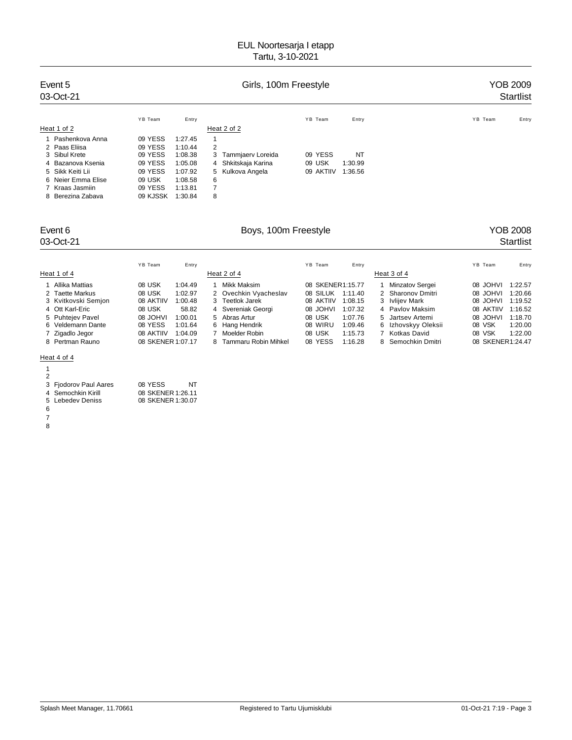# EUL Noortesarja I etapp
Tartu, 3-10-2021

## Event 5 — Girls, 100m Freestyle — YOB 2009
03-Oct-21 — Startlist

### Heat 1 of 2

| Lane | Name | YB | Team | Entry |
|---|---|---|---|---|
| 1 | Pashenkova Anna | 09 | YESS | 1:27.45 |
| 2 | Paas Eliisa | 09 | YESS | 1:10.44 |
| 3 | Sibul Krete | 09 | YESS | 1:08.38 |
| 4 | Bazanova Ksenia | 09 | YESS | 1:05.08 |
| 5 | Sikk Keiti Lii | 09 | YESS | 1:07.92 |
| 6 | Neier Emma Elise | 09 | USK | 1:08.58 |
| 7 | Kraas Jasmiin | 09 | YESS | 1:13.81 |
| 8 | Berezina Zabava | 09 | KJSSK | 1:30.84 |

### Heat 2 of 2

| Lane | Name | YB | Team | Entry |
|---|---|---|---|---|
| 1 | | | | |
| 2 | | | | |
| 3 | Tammjaerv Loreida | 09 | YESS | NT |
| 4 | Shkitskaja Karina | 09 | USK | 1:30.99 |
| 5 | Kulkova Angela | 09 | AKTIIV | 1:36.56 |
| 6 | | | | |
| 7 | | | | |
| 8 | | | | |

## Event 6 — Boys, 100m Freestyle — YOB 2008
03-Oct-21 — Startlist

### Heat 1 of 4

| Lane | Name | YB | Team | Entry |
|---|---|---|---|---|
| 1 | Allika Mattias | 08 | USK | 1:04.49 |
| 2 | Taette Markus | 08 | USK | 1:02.97 |
| 3 | Kvitkovski Semjon | 08 | AKTIIV | 1:00.48 |
| 4 | Ott Karl-Eric | 08 | USK | 58.82 |
| 5 | Puhtejev Pavel | 08 | JOHVI | 1:00.01 |
| 6 | Veldemann Dante | 08 | YESS | 1:01.64 |
| 7 | Zigadlo Jegor | 08 | AKTIIV | 1:04.09 |
| 8 | Pertman Rauno | 08 | SKENER | 1:07.17 |

### Heat 2 of 4

| Lane | Name | YB | Team | Entry |
|---|---|---|---|---|
| 1 | Mikk Maksim | 08 | SKENER | 1:15.77 |
| 2 | Ovechkin Vyacheslav | 08 | SILUK | 1:11.40 |
| 3 | Teetlok Jarek | 08 | AKTIIV | 1:08.15 |
| 4 | Svereniak Georgi | 08 | JOHVI | 1:07.32 |
| 5 | Abras Artur | 08 | USK | 1:07.76 |
| 6 | Hang Hendrik | 08 | WIRU | 1:09.46 |
| 7 | Moelder Robin | 08 | USK | 1:15.73 |
| 8 | Tammaru Robin Mihkel | 08 | YESS | 1:16.28 |

### Heat 3 of 4

| Lane | Name | YB | Team | Entry |
|---|---|---|---|---|
| 1 | Minzatov Sergei | 08 | JOHVI | 1:22.57 |
| 2 | Sharonov Dmitri | 08 | JOHVI | 1:20.66 |
| 3 | Ivlijev Mark | 08 | JOHVI | 1:19.52 |
| 4 | Pavlov Maksim | 08 | AKTIIV | 1:16.52 |
| 5 | Jartsev Artemi | 08 | JOHVI | 1:18.70 |
| 6 | Izhovskyy Oleksii | 08 | VSK | 1:20.00 |
| 7 | Kotkas David | 08 | VSK | 1:22.00 |
| 8 | Semochkin Dmitri | 08 | SKENER | 1:24.47 |

### Heat 4 of 4

| Lane | Name | YB | Team | Entry |
|---|---|---|---|---|
| 1 | | | | |
| 2 | | | | |
| 3 | Fjodorov Paul Aares | 08 | YESS | NT |
| 4 | Semochkin Kirill | 08 | SKENER | 1:26.11 |
| 5 | Lebedev Deniss | 08 | SKENER | 1:30.07 |
| 6 | | | | |
| 7 | | | | |
| 8 | | | | |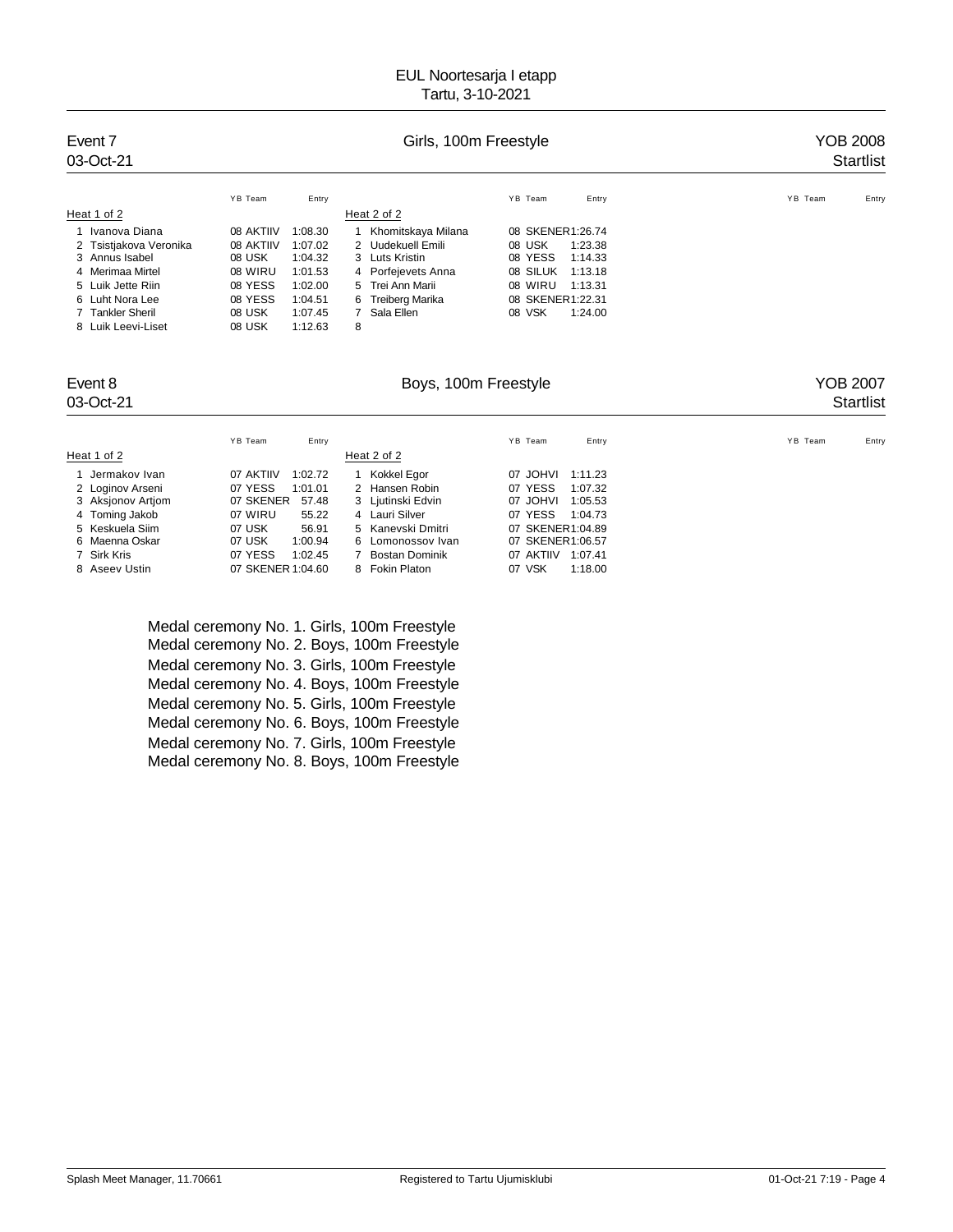# EUL Noortesarja I etapp
Tartu, 3-10-2021

## Event 7 — Girls, 100m Freestyle — YOB 2008

03-Oct-21 — Startlist

**Heat 1 of 2**

| Lane | Name | YB | Team | Entry |
|---|---|---|---|---|
| 1 | Ivanova Diana | 08 | AKTIIV | 1:08.30 |
| 2 | Tsistjakova Veronika | 08 | AKTIIV | 1:07.02 |
| 3 | Annus Isabel | 08 | USK | 1:04.32 |
| 4 | Merimaa Mirtel | 08 | WIRU | 1:01.53 |
| 5 | Luik Jette Riin | 08 | YESS | 1:02.00 |
| 6 | Luht Nora Lee | 08 | YESS | 1:04.51 |
| 7 | Tankler Sheril | 08 | USK | 1:07.45 |
| 8 | Luik Leevi-Liset | 08 | USK | 1:12.63 |

**Heat 2 of 2**

| Lane | Name | YB | Team | Entry |
|---|---|---|---|---|
| 1 | Khomitskaya Milana | 08 | SKENER | 1:26.74 |
| 2 | Uudekuell Emili | 08 | USK | 1:23.38 |
| 3 | Luts Kristin | 08 | YESS | 1:14.33 |
| 4 | Porfejevets Anna | 08 | SILUK | 1:13.18 |
| 5 | Trei Ann Marii | 08 | WIRU | 1:13.31 |
| 6 | Treiberg Marika | 08 | SKENER | 1:22.31 |
| 7 | Sala Ellen | 08 | VSK | 1:24.00 |
| 8 | | | | |

## Event 8 — Boys, 100m Freestyle — YOB 2007

03-Oct-21 — Startlist

**Heat 1 of 2**

| Lane | Name | YB | Team | Entry |
|---|---|---|---|---|
| 1 | Jermakov Ivan | 07 | AKTIIV | 1:02.72 |
| 2 | Loginov Arseni | 07 | YESS | 1:01.01 |
| 3 | Aksjonov Artjom | 07 | SKENER | 57.48 |
| 4 | Toming Jakob | 07 | WIRU | 55.22 |
| 5 | Keskuela Siim | 07 | USK | 56.91 |
| 6 | Maenna Oskar | 07 | USK | 1:00.94 |
| 7 | Sirk Kris | 07 | YESS | 1:02.45 |
| 8 | Aseev Ustin | 07 | SKENER | 1:04.60 |

**Heat 2 of 2**

| Lane | Name | YB | Team | Entry |
|---|---|---|---|---|
| 1 | Kokkel Egor | 07 | JOHVI | 1:11.23 |
| 2 | Hansen Robin | 07 | YESS | 1:07.32 |
| 3 | Ljutinski Edvin | 07 | JOHVI | 1:05.53 |
| 4 | Lauri Silver | 07 | YESS | 1:04.73 |
| 5 | Kanevski Dmitri | 07 | SKENER | 1:04.89 |
| 6 | Lomonossov Ivan | 07 | SKENER | 1:06.57 |
| 7 | Bostan Dominik | 07 | AKTIIV | 1:07.41 |
| 8 | Fokin Platon | 07 | VSK | 1:18.00 |

Medal ceremony No. 1. Girls, 100m Freestyle
Medal ceremony No. 2. Boys, 100m Freestyle
Medal ceremony No. 3. Girls, 100m Freestyle
Medal ceremony No. 4. Boys, 100m Freestyle
Medal ceremony No. 5. Girls, 100m Freestyle
Medal ceremony No. 6. Boys, 100m Freestyle
Medal ceremony No. 7. Girls, 100m Freestyle
Medal ceremony No. 8. Boys, 100m Freestyle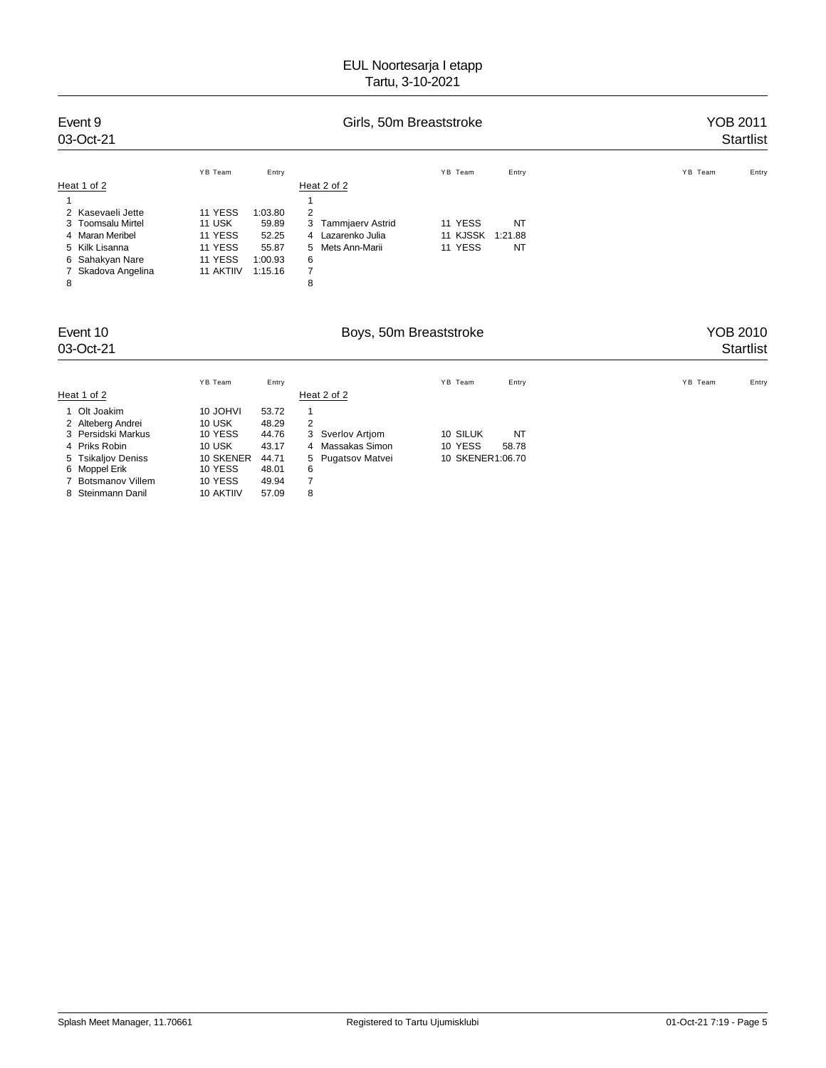# EUL Noortesarja I etapp

Tartu, 3-10-2021

## Event 9 — Girls, 50m Breaststroke — YOB 2011

03-Oct-21 — Startlist

**Heat 1 of 2**

| Lane | Name | YB | Team | Entry |
|---|---|---|---|---|
| 1 | | | | |
| 2 | Kasevaeli Jette | 11 | YESS | 1:03.80 |
| 3 | Toomsalu Mirtel | 11 | USK | 59.89 |
| 4 | Maran Meribel | 11 | YESS | 52.25 |
| 5 | Kilk Lisanna | 11 | YESS | 55.87 |
| 6 | Sahakyan Nare | 11 | YESS | 1:00.93 |
| 7 | Skadova Angelina | 11 | AKTIIV | 1:15.16 |
| 8 | | | | |

**Heat 2 of 2**

| Lane | Name | YB | Team | Entry |
|---|---|---|---|---|
| 1 | | | | |
| 2 | | | | |
| 3 | Tammjaerv Astrid | 11 | YESS | NT |
| 4 | Lazarenko Julia | 11 | KJSSK | 1:21.88 |
| 5 | Mets Ann-Marii | 11 | YESS | NT |
| 6 | | | | |
| 7 | | | | |
| 8 | | | | |

## Event 10 — Boys, 50m Breaststroke — YOB 2010

03-Oct-21 — Startlist

**Heat 1 of 2**

| Lane | Name | YB | Team | Entry |
|---|---|---|---|---|
| 1 | Olt Joakim | 10 | JOHVI | 53.72 |
| 2 | Alteberg Andrei | 10 | USK | 48.29 |
| 3 | Persidski Markus | 10 | YESS | 44.76 |
| 4 | Priks Robin | 10 | USK | 43.17 |
| 5 | Tsikaljov Deniss | 10 | SKENER | 44.71 |
| 6 | Moppel Erik | 10 | YESS | 48.01 |
| 7 | Botsmanov Villem | 10 | YESS | 49.94 |
| 8 | Steinmann Danil | 10 | AKTIIV | 57.09 |

**Heat 2 of 2**

| Lane | Name | YB | Team | Entry |
|---|---|---|---|---|
| 1 | | | | |
| 2 | | | | |
| 3 | Sverlov Artjom | 10 | SILUK | NT |
| 4 | Massakas Simon | 10 | YESS | 58.78 |
| 5 | Pugatsov Matvei | 10 | SKENER | 1:06.70 |
| 6 | | | | |
| 7 | | | | |
| 8 | | | | |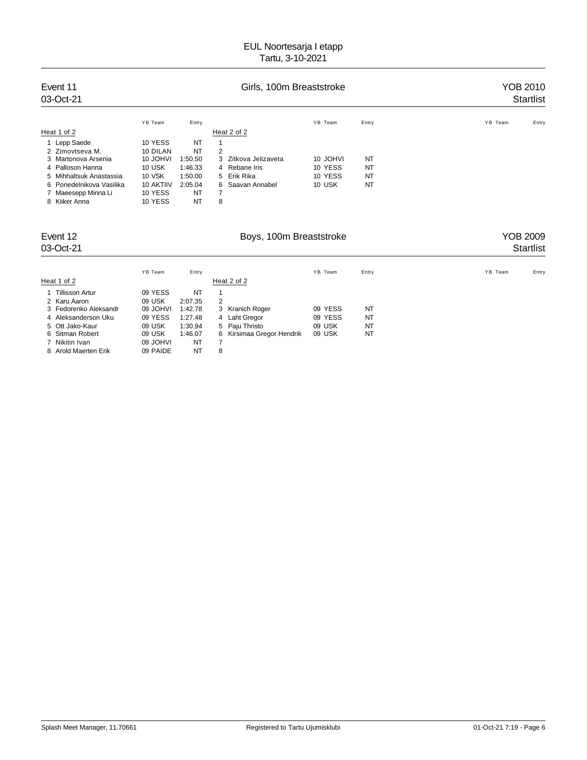# EUL Noortesarja I etapp
Tartu, 3-10-2021

## Event 11 — Girls, 100m Breaststroke — YOB 2010
03-Oct-21 — Startlist

**Heat 1 of 2**

| Lane | Name | YB | Team | Entry |
|---|---|---|---|---|
| 1 | Lepp Saede | 10 | YESS | NT |
| 2 | Zimovtseva M. | 10 | DILAN | NT |
| 3 | Martonova Arsenia | 10 | JOHVI | 1:50.50 |
| 4 | Palloson Hanna | 10 | USK | 1:46.33 |
| 5 | Mihhaltsuk Anastassia | 10 | VSK | 1:50.00 |
| 6 | Ponedelnikova Vasilika | 10 | AKTIIV | 2:05.04 |
| 7 | Maeesepp Minna Li | 10 | YESS | NT |
| 8 | Kiiker Anna | 10 | YESS | NT |

**Heat 2 of 2**

| Lane | Name | YB | Team | Entry |
|---|---|---|---|---|
| 1 | | | | |
| 2 | | | | |
| 3 | Zitkova Jelizaveta | 10 | JOHVI | NT |
| 4 | Rebane Iris | 10 | YESS | NT |
| 5 | Erik Rika | 10 | YESS | NT |
| 6 | Saavan Annabel | 10 | USK | NT |
| 7 | | | | |
| 8 | | | | |

## Event 12 — Boys, 100m Breaststroke — YOB 2009
03-Oct-21 — Startlist

**Heat 1 of 2**

| Lane | Name | YB | Team | Entry |
|---|---|---|---|---|
| 1 | Tillisson Artur | 09 | YESS | NT |
| 2 | Karu Aaron | 09 | USK | 2:07.35 |
| 3 | Fedorenko Aleksandr | 09 | JOHVI | 1:42.78 |
| 4 | Aleksanderson Uku | 09 | YESS | 1:27.48 |
| 5 | Ott Jako-Kaur | 09 | USK | 1:30.94 |
| 6 | Sitman Robert | 09 | USK | 1:46.07 |
| 7 | Nikitin Ivan | 09 | JOHVI | NT |
| 8 | Arold Maerten Erik | 09 | PAIDE | NT |

**Heat 2 of 2**

| Lane | Name | YB | Team | Entry |
|---|---|---|---|---|
| 1 | | | | |
| 2 | | | | |
| 3 | Kranich Roger | 09 | YESS | NT |
| 4 | Laht Gregor | 09 | YESS | NT |
| 5 | Paju Thristo | 09 | USK | NT |
| 6 | Kirsimaa Gregor Hendrik | 09 | USK | NT |
| 7 | | | | |
| 8 | | | | |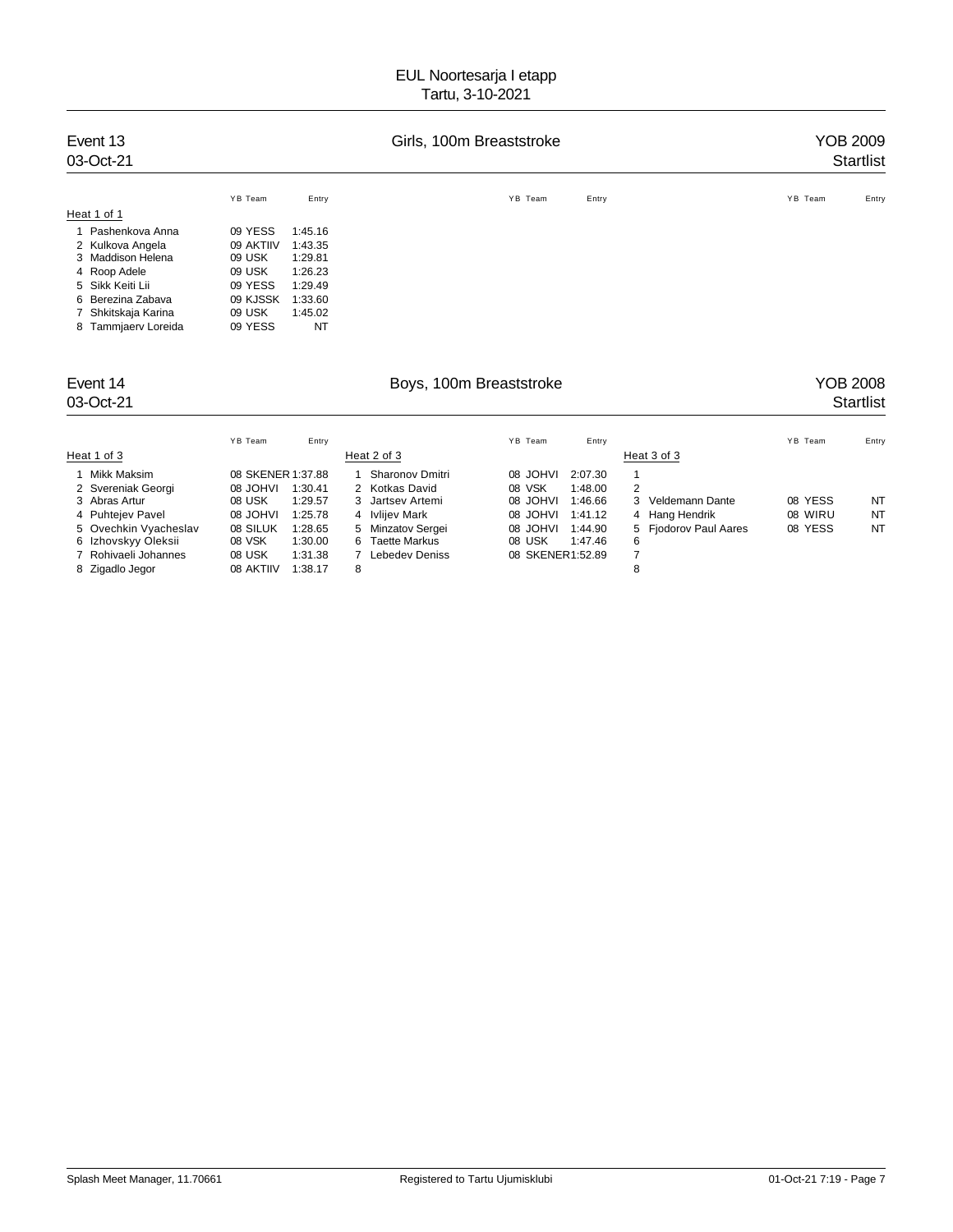# EUL Noortesarja I etapp
Tartu, 3-10-2021

## Event 13 — Girls, 100m Breaststroke — YOB 2009

03-Oct-21 — Startlist

**Heat 1 of 1**

| Lane | Name | YB | Team | Entry |
|---|---|---|---|---|
| 1 | Pashenkova Anna | 09 | YESS | 1:45.16 |
| 2 | Kulkova Angela | 09 | AKTIIV | 1:43.35 |
| 3 | Maddison Helena | 09 | USK | 1:29.81 |
| 4 | Roop Adele | 09 | USK | 1:26.23 |
| 5 | Sikk Keiti Lii | 09 | YESS | 1:29.49 |
| 6 | Berezina Zabava | 09 | KJSSK | 1:33.60 |
| 7 | Shkitskaja Karina | 09 | USK | 1:45.02 |
| 8 | Tammjaerv Loreida | 09 | YESS | NT |

## Event 14 — Boys, 100m Breaststroke — YOB 2008

03-Oct-21 — Startlist

**Heat 1 of 3**

| Lane | Name | YB | Team | Entry |
|---|---|---|---|---|
| 1 | Mikk Maksim | 08 | SKENER | 1:37.88 |
| 2 | Svereniak Georgi | 08 | JOHVI | 1:30.41 |
| 3 | Abras Artur | 08 | USK | 1:29.57 |
| 4 | Puhtejev Pavel | 08 | JOHVI | 1:25.78 |
| 5 | Ovechkin Vyacheslav | 08 | SILUK | 1:28.65 |
| 6 | Izhovskyy Oleksii | 08 | VSK | 1:30.00 |
| 7 | Rohivaeli Johannes | 08 | USK | 1:31.38 |
| 8 | Zigadlo Jegor | 08 | AKTIIV | 1:38.17 |

**Heat 2 of 3**

| Lane | Name | YB | Team | Entry |
|---|---|---|---|---|
| 1 | Sharonov Dmitri | 08 | JOHVI | 2:07.30 |
| 2 | Kotkas David | 08 | VSK | 1:48.00 |
| 3 | Jartsev Artemi | 08 | JOHVI | 1:46.66 |
| 4 | Ivlijev Mark | 08 | JOHVI | 1:41.12 |
| 5 | Minzatov Sergei | 08 | JOHVI | 1:44.90 |
| 6 | Taette Markus | 08 | USK | 1:47.46 |
| 7 | Lebedev Deniss | 08 | SKENER | 1:52.89 |
| 8 | | | | |

**Heat 3 of 3**

| Lane | Name | YB | Team | Entry |
|---|---|---|---|---|
| 1 | | | | |
| 2 | | | | |
| 3 | Veldemann Dante | 08 | YESS | NT |
| 4 | Hang Hendrik | 08 | WIRU | NT |
| 5 | Fjodorov Paul Aares | 08 | YESS | NT |
| 6 | | | | |
| 7 | | | | |
| 8 | | | | |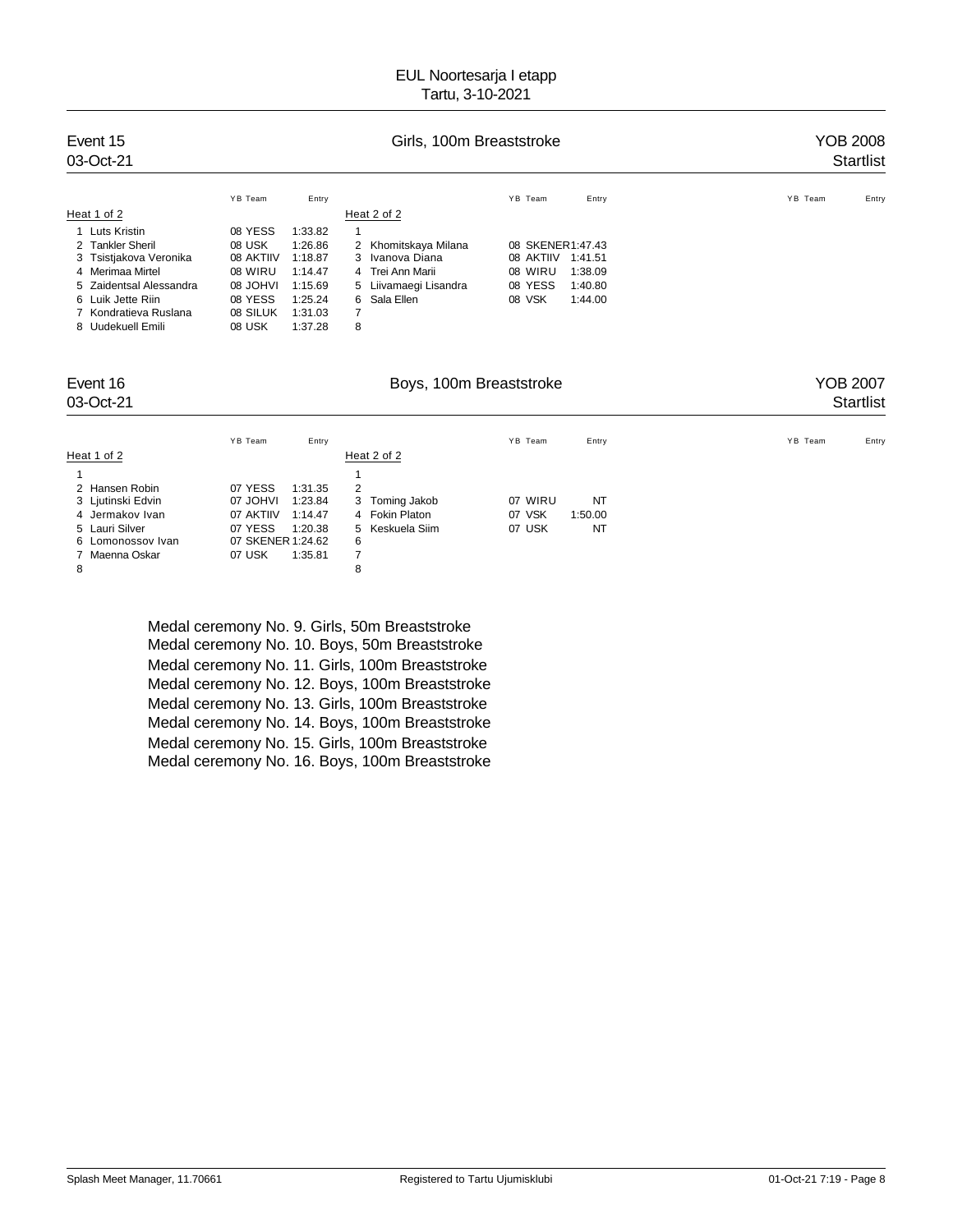# EUL Noortesarja I etapp
Tartu, 3-10-2021

## Event 15 — Girls, 100m Breaststroke — YOB 2008
03-Oct-21 — Startlist

**Heat 1 of 2**

| Lane | Name | YB | Team | Entry |
|---|---|---|---|---|
| 1 | Luts Kristin | 08 | YESS | 1:33.82 |
| 2 | Tankler Sheril | 08 | USK | 1:26.86 |
| 3 | Tsistjakova Veronika | 08 | AKTIIV | 1:18.87 |
| 4 | Merimaa Mirtel | 08 | WIRU | 1:14.47 |
| 5 | Zaidentsal Alessandra | 08 | JOHVI | 1:15.69 |
| 6 | Luik Jette Riin | 08 | YESS | 1:25.24 |
| 7 | Kondratieva Ruslana | 08 | SILUK | 1:31.03 |
| 8 | Uudekuell Emili | 08 | USK | 1:37.28 |

**Heat 2 of 2**

| Lane | Name | YB | Team | Entry |
|---|---|---|---|---|
| 1 | | | | |
| 2 | Khomitskaya Milana | 08 | SKENER | 1:47.43 |
| 3 | Ivanova Diana | 08 | AKTIIV | 1:41.51 |
| 4 | Trei Ann Marii | 08 | WIRU | 1:38.09 |
| 5 | Liivamaegi Lisandra | 08 | YESS | 1:40.80 |
| 6 | Sala Ellen | 08 | VSK | 1:44.00 |
| 7 | | | | |
| 8 | | | | |

## Event 16 — Boys, 100m Breaststroke — YOB 2007
03-Oct-21 — Startlist

**Heat 1 of 2**

| Lane | Name | YB | Team | Entry |
|---|---|---|---|---|
| 1 | | | | |
| 2 | Hansen Robin | 07 | YESS | 1:31.35 |
| 3 | Ljutinski Edvin | 07 | JOHVI | 1:23.84 |
| 4 | Jermakov Ivan | 07 | AKTIIV | 1:14.47 |
| 5 | Lauri Silver | 07 | YESS | 1:20.38 |
| 6 | Lomonossov Ivan | 07 | SKENER | 1:24.62 |
| 7 | Maenna Oskar | 07 | USK | 1:35.81 |
| 8 | | | | |

**Heat 2 of 2**

| Lane | Name | YB | Team | Entry |
|---|---|---|---|---|
| 1 | | | | |
| 2 | | | | |
| 3 | Toming Jakob | 07 | WIRU | NT |
| 4 | Fokin Platon | 07 | VSK | 1:50.00 |
| 5 | Keskuela Siim | 07 | USK | NT |
| 6 | | | | |
| 7 | | | | |
| 8 | | | | |

Medal ceremony No. 9. Girls, 50m Breaststroke
Medal ceremony No. 10. Boys, 50m Breaststroke
Medal ceremony No. 11. Girls, 100m Breaststroke
Medal ceremony No. 12. Boys, 100m Breaststroke
Medal ceremony No. 13. Girls, 100m Breaststroke
Medal ceremony No. 14. Boys, 100m Breaststroke
Medal ceremony No. 15. Girls, 100m Breaststroke
Medal ceremony No. 16. Boys, 100m Breaststroke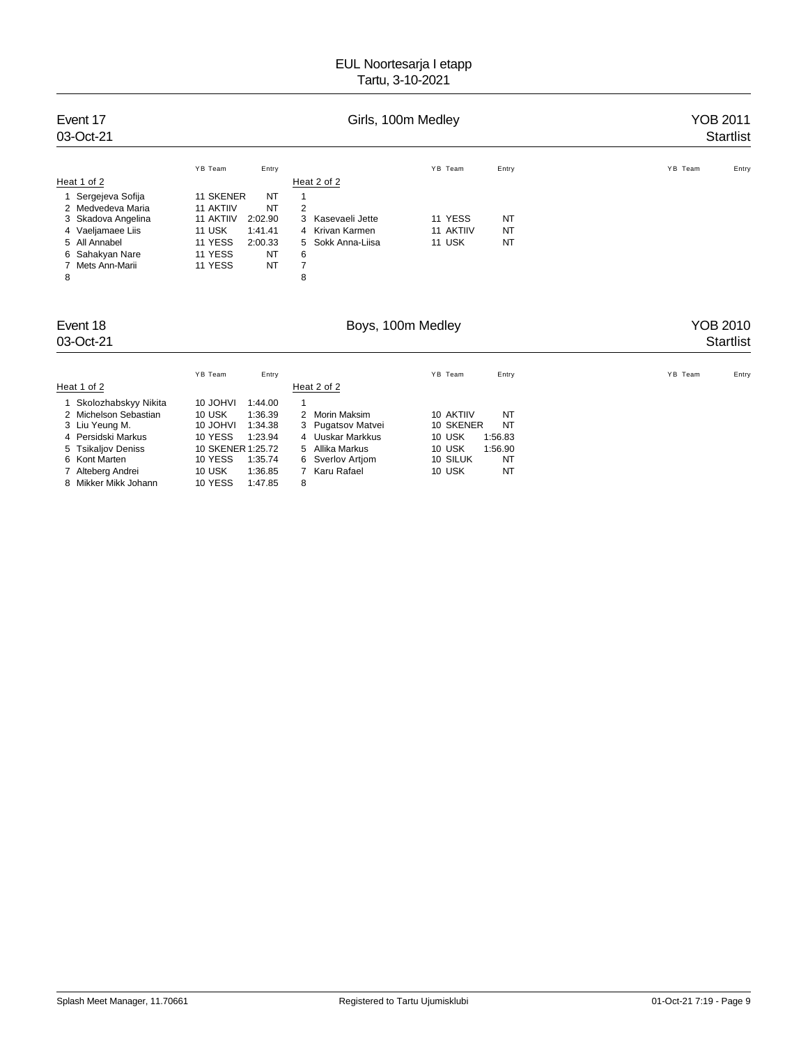EUL Noortesarja I etapp
Tartu, 3-10-2021

## Event 17 — Girls, 100m Medley — YOB 2011

03-Oct-21 — Startlist

**Heat 1 of 2**

| Lane | Name | YB | Team | Entry |
|---|---|---|---|---|
| 1 | Sergejeva Sofija | 11 | SKENER | NT |
| 2 | Medvedeva Maria | 11 | AKTIIV | NT |
| 3 | Skadova Angelina | 11 | AKTIIV | 2:02.90 |
| 4 | Vaeljamaee Liis | 11 | USK | 1:41.41 |
| 5 | All Annabel | 11 | YESS | 2:00.33 |
| 6 | Sahakyan Nare | 11 | YESS | NT |
| 7 | Mets Ann-Marii | 11 | YESS | NT |
| 8 | | | | |

**Heat 2 of 2**

| Lane | Name | YB | Team | Entry |
|---|---|---|---|---|
| 1 | | | | |
| 2 | | | | |
| 3 | Kasevaeli Jette | 11 | YESS | NT |
| 4 | Krivan Karmen | 11 | AKTIIV | NT |
| 5 | Sokk Anna-Liisa | 11 | USK | NT |
| 6 | | | | |
| 7 | | | | |
| 8 | | | | |

## Event 18 — Boys, 100m Medley — YOB 2010

03-Oct-21 — Startlist

**Heat 1 of 2**

| Lane | Name | YB | Team | Entry |
|---|---|---|---|---|
| 1 | Skolozhabskyy Nikita | 10 | JOHVI | 1:44.00 |
| 2 | Michelson Sebastian | 10 | USK | 1:36.39 |
| 3 | Liu Yeung M. | 10 | JOHVI | 1:34.38 |
| 4 | Persidski Markus | 10 | YESS | 1:23.94 |
| 5 | Tsikaljov Deniss | 10 | SKENER | 1:25.72 |
| 6 | Kont Marten | 10 | YESS | 1:35.74 |
| 7 | Alteberg Andrei | 10 | USK | 1:36.85 |
| 8 | Mikker Mikk Johann | 10 | YESS | 1:47.85 |

**Heat 2 of 2**

| Lane | Name | YB | Team | Entry |
|---|---|---|---|---|
| 1 | | | | |
| 2 | Morin Maksim | 10 | AKTIIV | NT |
| 3 | Pugatsov Matvei | 10 | SKENER | NT |
| 4 | Uuskar Markkus | 10 | USK | 1:56.83 |
| 5 | Allika Markus | 10 | USK | 1:56.90 |
| 6 | Sverlov Artjom | 10 | SILUK | NT |
| 7 | Karu Rafael | 10 | USK | NT |
| 8 | | | | |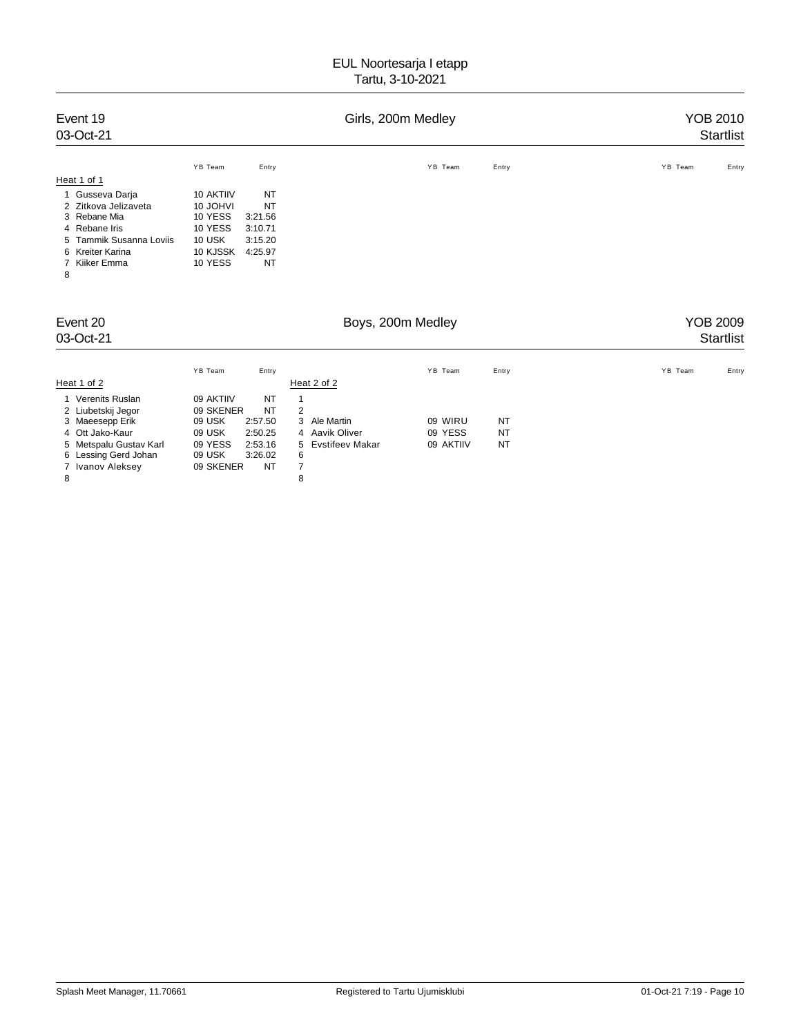# EUL Noortesarja I etapp

Tartu, 3-10-2021

## Event 19 — Girls, 200m Medley — YOB 2010

03-Oct-21 — Startlist

### Heat 1 of 1

| Lane | Name | YB | Team | Entry |
|---|---|---|---|---|
| 1 | Gusseva Darja | 10 | AKTIIV | NT |
| 2 | Zitkova Jelizaveta | 10 | JOHVI | NT |
| 3 | Rebane Mia | 10 | YESS | 3:21.56 |
| 4 | Rebane Iris | 10 | YESS | 3:10.71 |
| 5 | Tammik Susanna Loviis | 10 | USK | 3:15.20 |
| 6 | Kreiter Karina | 10 | KJSSK | 4:25.97 |
| 7 | Kiiker Emma | 10 | YESS | NT |
| 8 | | | | |

## Event 20 — Boys, 200m Medley — YOB 2009

03-Oct-21 — Startlist

### Heat 1 of 2

| Lane | Name | YB | Team | Entry |
|---|---|---|---|---|
| 1 | Verenits Ruslan | 09 | AKTIIV | NT |
| 2 | Liubetskij Jegor | 09 | SKENER | NT |
| 3 | Maeesepp Erik | 09 | USK | 2:57.50 |
| 4 | Ott Jako-Kaur | 09 | USK | 2:50.25 |
| 5 | Metspalu Gustav Karl | 09 | YESS | 2:53.16 |
| 6 | Lessing Gerd Johan | 09 | USK | 3:26.02 |
| 7 | Ivanov Aleksey | 09 | SKENER | NT |
| 8 | | | | |

### Heat 2 of 2

| Lane | Name | YB | Team | Entry |
|---|---|---|---|---|
| 1 | | | | |
| 2 | | | | |
| 3 | Ale Martin | 09 | WIRU | NT |
| 4 | Aavik Oliver | 09 | YESS | NT |
| 5 | Evstifeev Makar | 09 | AKTIIV | NT |
| 6 | | | | |
| 7 | | | | |
| 8 | | | | |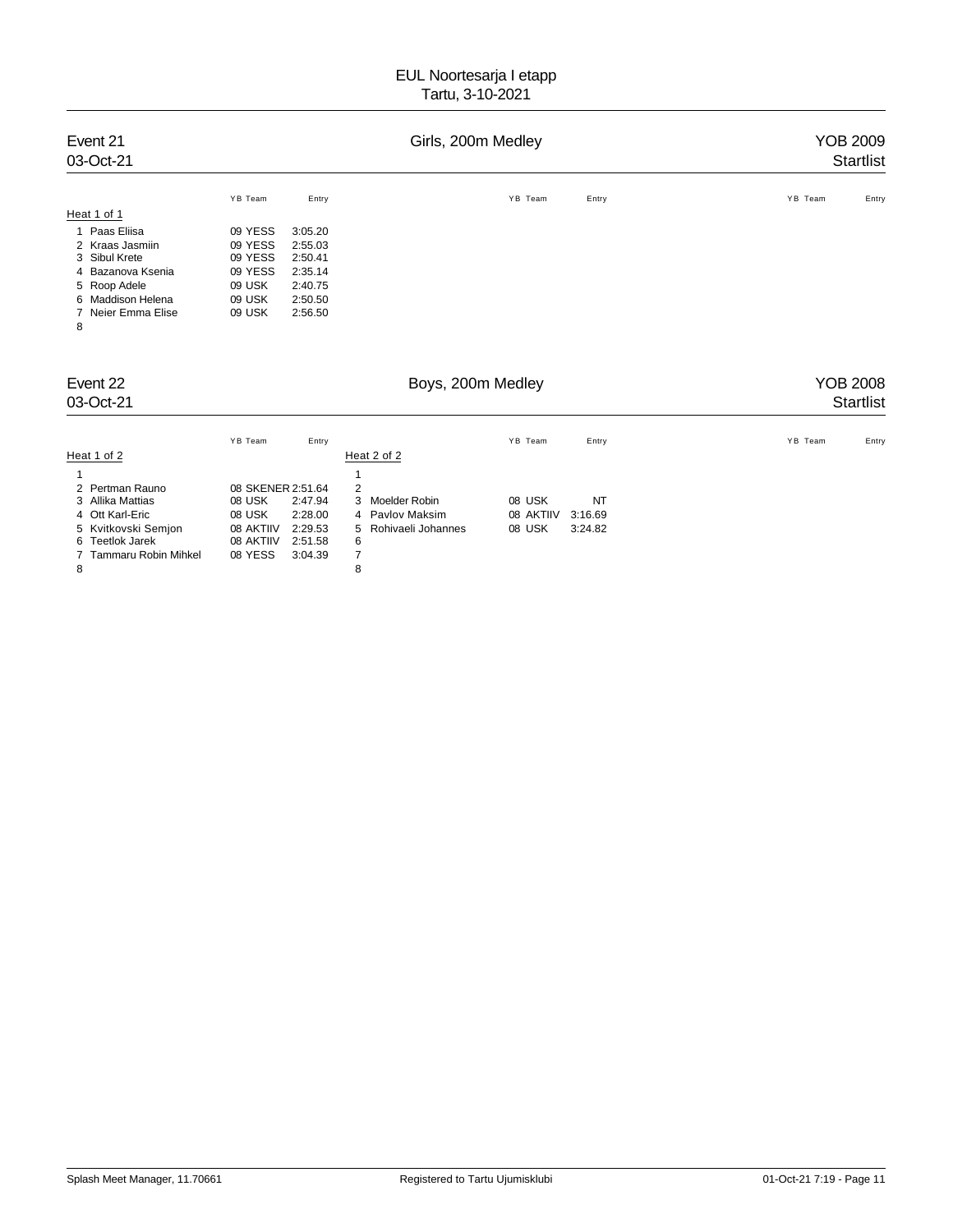# EUL Noortesarja I etapp
Tartu, 3-10-2021

## Event 21 — Girls, 200m Medley — YOB 2009

03-Oct-21 — Startlist

**Heat 1 of 1**

| Lane | Name | YB | Team | Entry |
|---|---|---|---|---|
| 1 | Paas Eliisa | 09 | YESS | 3:05.20 |
| 2 | Kraas Jasmiin | 09 | YESS | 2:55.03 |
| 3 | Sibul Krete | 09 | YESS | 2:50.41 |
| 4 | Bazanova Ksenia | 09 | YESS | 2:35.14 |
| 5 | Roop Adele | 09 | USK | 2:40.75 |
| 6 | Maddison Helena | 09 | USK | 2:50.50 |
| 7 | Neier Emma Elise | 09 | USK | 2:56.50 |
| 8 | | | | |

## Event 22 — Boys, 200m Medley — YOB 2008

03-Oct-21 — Startlist

**Heat 1 of 2**

| Lane | Name | YB | Team | Entry |
|---|---|---|---|---|
| 1 | | | | |
| 2 | Pertman Rauno | 08 | SKENER | 2:51.64 |
| 3 | Allika Mattias | 08 | USK | 2:47.94 |
| 4 | Ott Karl-Eric | 08 | USK | 2:28.00 |
| 5 | Kvitkovski Semjon | 08 | AKTIIV | 2:29.53 |
| 6 | Teetlok Jarek | 08 | AKTIIV | 2:51.58 |
| 7 | Tammaru Robin Mihkel | 08 | YESS | 3:04.39 |
| 8 | | | | |

**Heat 2 of 2**

| Lane | Name | YB | Team | Entry |
|---|---|---|---|---|
| 1 | | | | |
| 2 | | | | |
| 3 | Moelder Robin | 08 | USK | NT |
| 4 | Pavlov Maksim | 08 | AKTIIV | 3:16.69 |
| 5 | Rohivaeli Johannes | 08 | USK | 3:24.82 |
| 6 | | | | |
| 7 | | | | |
| 8 | | | | |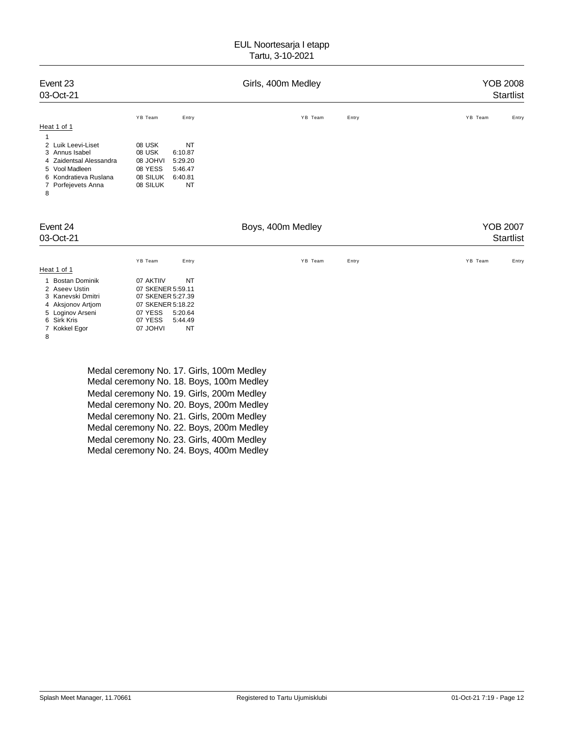# EUL Noortesarja I etapp
Tartu, 3-10-2021

## Event 23 — Girls, 400m Medley — YOB 2008
03-Oct-21 — Startlist

Heat 1 of 1

| Lane | Name | YB | Team | Entry |
|---|---|---|---|---|
| 1 | | | | |
| 2 | Luik Leevi-Liset | 08 | USK | NT |
| 3 | Annus Isabel | 08 | USK | 6:10.87 |
| 4 | Zaidentsal Alessandra | 08 | JOHVI | 5:29.20 |
| 5 | Vool Madleen | 08 | YESS | 5:46.47 |
| 6 | Kondratieva Ruslana | 08 | SILUK | 6:40.81 |
| 7 | Porfejevets Anna | 08 | SILUK | NT |
| 8 | | | | |

## Event 24 — Boys, 400m Medley — YOB 2007
03-Oct-21 — Startlist

Heat 1 of 1

| Lane | Name | YB | Team | Entry |
|---|---|---|---|---|
| 1 | Bostan Dominik | 07 | AKTIIV | NT |
| 2 | Aseev Ustin | 07 | SKENER | 5:59.11 |
| 3 | Kanevski Dmitri | 07 | SKENER | 5:27.39 |
| 4 | Aksjonov Artjom | 07 | SKENER | 5:18.22 |
| 5 | Loginov Arseni | 07 | YESS | 5:20.64 |
| 6 | Sirk Kris | 07 | YESS | 5:44.49 |
| 7 | Kokkel Egor | 07 | JOHVI | NT |
| 8 | | | | |

Medal ceremony No. 17. Girls, 100m Medley
Medal ceremony No. 18. Boys, 100m Medley
Medal ceremony No. 19. Girls, 200m Medley
Medal ceremony No. 20. Boys, 200m Medley
Medal ceremony No. 21. Girls, 200m Medley
Medal ceremony No. 22. Boys, 200m Medley
Medal ceremony No. 23. Girls, 400m Medley
Medal ceremony No. 24. Boys, 400m Medley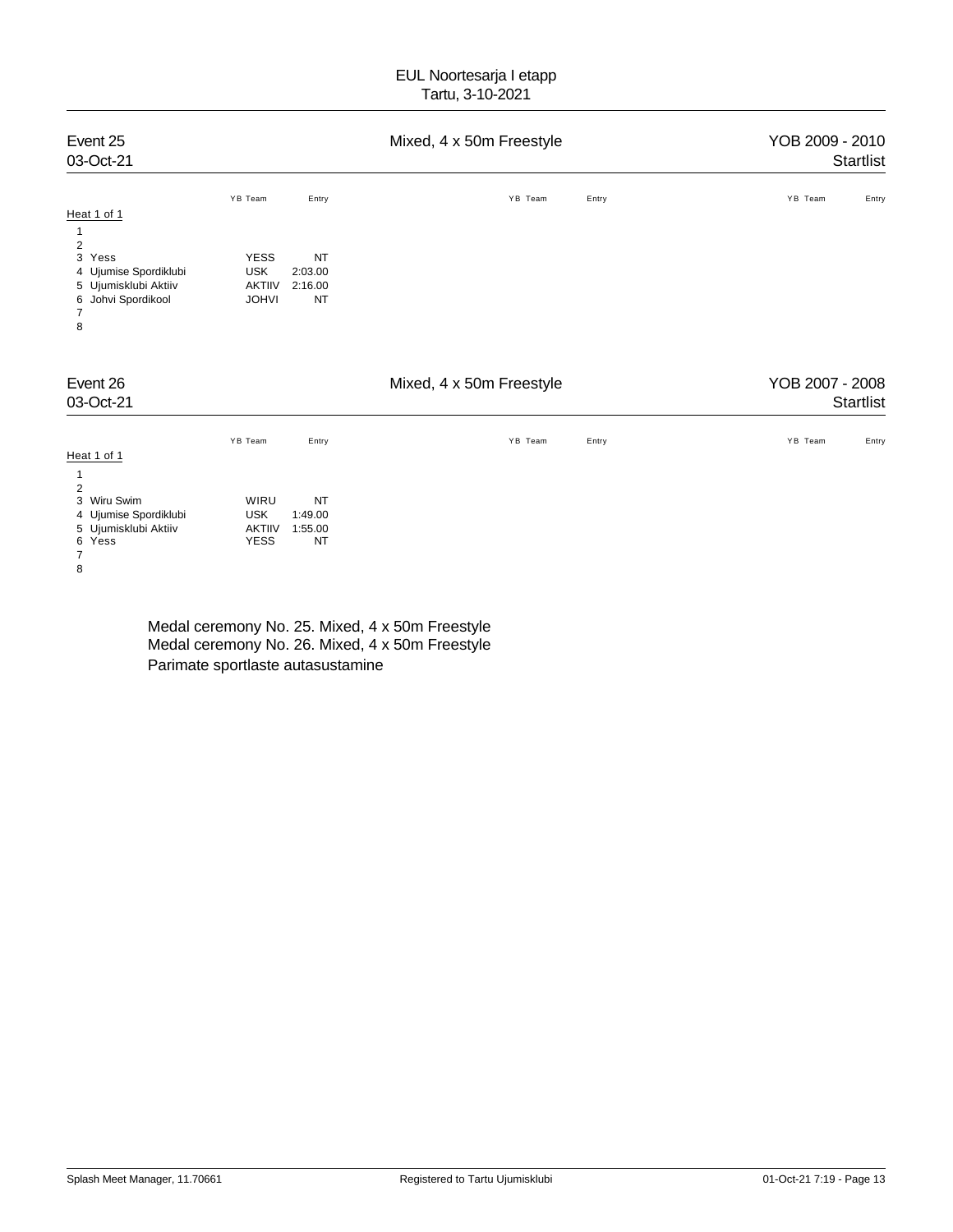EUL Noortesarja I etapp
Tartu, 3-10-2021

## Event 25 — Mixed, 4 x 50m Freestyle — YOB 2009 - 2010

03-Oct-21 — Startlist

Heat 1 of 1

| Lane | Team | YB Team | Entry |
|---|---|---|---|
| 1 | | | |
| 2 | | | |
| 3 | Yess | YESS | NT |
| 4 | Ujumise Spordiklubi | USK | 2:03.00 |
| 5 | Ujumisklubi Aktiiv | AKTIIV | 2:16.00 |
| 6 | Johvi Spordikool | JOHVI | NT |
| 7 | | | |
| 8 | | | |

## Event 26 — Mixed, 4 x 50m Freestyle — YOB 2007 - 2008

03-Oct-21 — Startlist

Heat 1 of 1

| Lane | Team | YB Team | Entry |
|---|---|---|---|
| 1 | | | |
| 2 | | | |
| 3 | Wiru Swim | WIRU | NT |
| 4 | Ujumise Spordiklubi | USK | 1:49.00 |
| 5 | Ujumisklubi Aktiiv | AKTIIV | 1:55.00 |
| 6 | Yess | YESS | NT |
| 7 | | | |
| 8 | | | |

Medal ceremony No. 25. Mixed, 4 x 50m Freestyle
Medal ceremony No. 26. Mixed, 4 x 50m Freestyle
Parimate sportlaste autasustamine